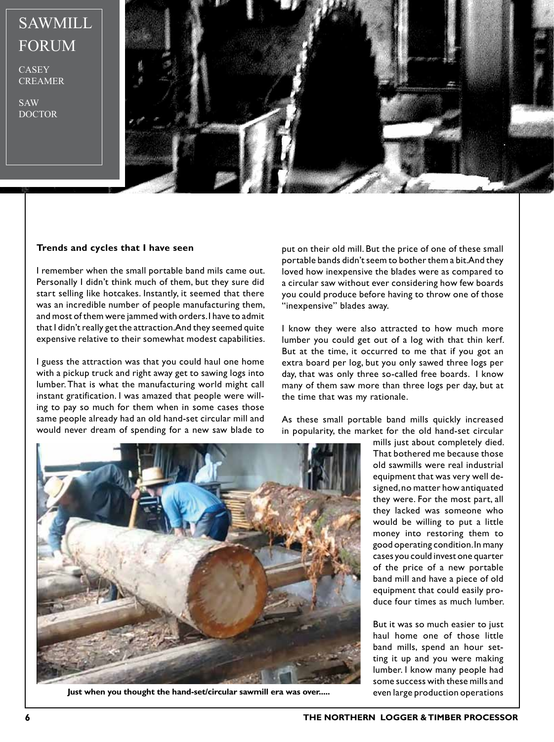# SAWMILL FORUM

CASEY CREAMER

SAW DOCTOR

**Trends and cycles that I have seen**

I remember when the small portable band mils came out. Personally I didn't think much of them, but they sure did start selling like hotcakes. Instantly, it seemed that there was an incredible number of people manufacturing them, and most of them were jammed with orders. I have to admit that I didn't really get the attraction. And they seemed quite expensive relative to their somewhat modest capabilities.

I guess the attraction was that you could haul one home with a pickup truck and right away get to sawing logs into lumber. That is what the manufacturing world might call instant gratification. I was amazed that people were willing to pay so much for them when in some cases those same people already had an old hand-set circular mill and would never dream of spending for a new saw blade to put on their old mill. But the price of one of these small portable bands didn't seem to bother them a bit. And they loved how inexpensive the blades were as compared to a circular saw without ever considering how few boards you could produce before having to throw one of those "inexpensive" blades away.

I know they were also attracted to how much more lumber you could get out of a log with that thin kerf. But at the time, it occurred to me that if you got an extra board per log, but you only sawed three logs per day, that was only three so-called free boards. I know many of them saw more than three logs per day, but at the time that was my rationale.

As these small portable band mills quickly increased in popularity, the market for the old hand-set circular mills just about completely died. That bothered me because those old sawmills were real industrial equipment that was very well designed, no matter how antiquated they were. For the most part, all they lacked was someone who would be willing to put a little money into restoring them to good operating condition. In many cases you could invest one quarter of the price of a new portable band mill and have a piece of old equipment that could easily produce four times as much lumber.

**Just when you thought the hand-set/circular sawmill era was over.....**

But it was so much easier to just haul home one of those little band mills, spend an hour setting it up and you were making lumber. I know many people had some success with these mills and even large production operations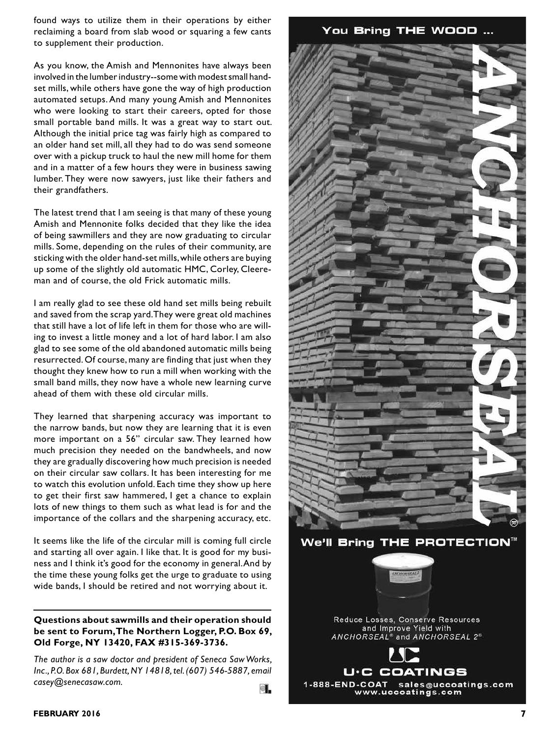found ways to utilize them in their operations by either reclaiming a board from slab wood or squaring a few cants to supplement their production.

As you know, the Amish and Mennonites have always been involved in the lumber industry--some with modest small hand-set mills, while others have gone the way of high production automated setups. And many young Amish and Mennonites who were looking to start their careers, opted for those small portable band mills. It was a great way to start out. Although the initial price tag was fairly high as compared to an older hand set mill, all they had to do was send someone over with a pickup truck to haul the new mill home for them and in a matter of a few hours they were in business sawing lumber. They were now sawyers, just like their fathers and their grandfathers.

The latest trend that I am seeing is that many of these young Amish and Mennonite folks decided that they like the idea of being sawmillers and they are now graduating to circular mills. Some, depending on the rules of their community, are sticking with the older hand-set mills, while others are buying up some of the slightly old automatic HMC, Corley, Cleereman and of course, the old Frick automatic mills.

I am really glad to see these old hand set mills being rebuilt and saved from the scrap yard. They were great old machines that still have a lot of life left in them for those who are willing to invest a little money and a lot of hard labor. I am also glad to see some of the old abandoned automatic mills being resurrected. Of course, many are finding that just when they thought they knew how to run a mill when working with the small band mills, they now have a whole new learning curve ahead of them with these old circular mills.

They learned that sharpening accuracy was important to the narrow bands, but now they are learning that it is even more important on a 56" circular saw. They learned how much precision they needed on the bandwheels, and now they are gradually discovering how much precision is needed on their circular saw collars. It has been interesting for me to watch this evolution unfold. Each time they show up here to get their first saw hammered, I get a chance to explain lots of new things to them such as what lead is for and the importance of the collars and the sharpening accuracy, etc.

It seems like the life of the circular mill is coming full circle and starting all over again. I like that. It is good for my business and I think it's good for the economy in general. And by the time these young folks get the urge to graduate to using wide bands, I should be retired and not worrying about it.

---

**Questions about sawmills and their operation should be sent to Forum, The Northern Logger, P.O. Box 69, Old Forge, NY 13420, FAX #315-369-3736.**

*The author is a saw doctor and president of Seneca Saw Works, Inc., P.O. Box 681, Burdett, NY 14818, tel. (607) 546-5887, email casey@senecasaw.com.*

You Bring THE WOOD ...

ANCHORSEAL®

We'll Bring THE PROTECTION™

Reduce Losses, Conserve Resources and Improve Yield with *ANCHORSEAL®* and *ANCHORSEAL 2®*

U·C COATINGS

1-888-END-COAT sales@uccoatings.com
www.uccoatings.com